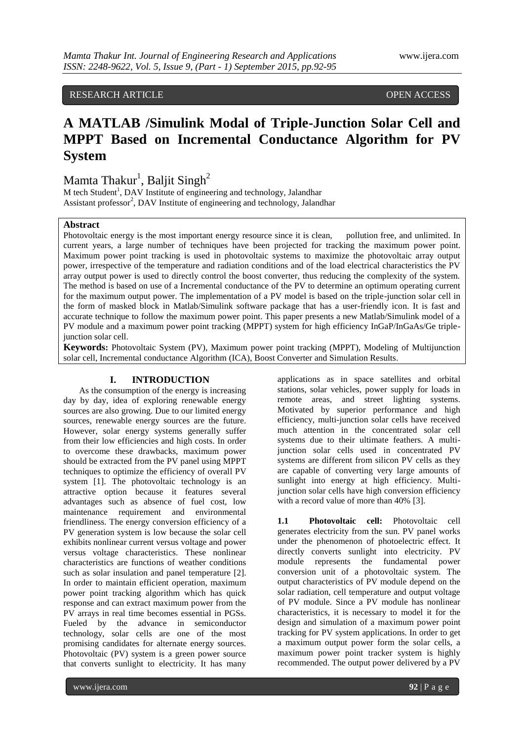RESEARCH ARTICLE OPEN ACCESS

# A MATLAB /Simulink Modal of Triple-Junction Solar Cell and MPPT Based on Incremental Conductance Algorithm for PV System

Mamta Thakur[1], Baljit Singh[2]

M tech Student[1], DAV Institute of engineering and technology, Jalandhar
Assistant professor[2], DAV Institute of engineering and technology, Jalandhar

**Abstract**

Photovoltaic energy is the most important energy resource since it is clean, pollution free, and unlimited. In current years, a large number of techniques have been projected for tracking the maximum power point. Maximum power point tracking is used in photovoltaic systems to maximize the photovoltaic array output power, irrespective of the temperature and radiation conditions and of the load electrical characteristics the PV array output power is used to directly control the boost converter, thus reducing the complexity of the system. The method is based on use of a Incremental conductance of the PV to determine an optimum operating current for the maximum output power. The implementation of a PV model is based on the triple-junction solar cell in the form of masked block in Matlab/Simulink software package that has a user-friendly icon. It is fast and accurate technique to follow the maximum power point. This paper presents a new Matlab/Simulink model of a PV module and a maximum power point tracking (MPPT) system for high efficiency InGaP/InGaAs/Ge triple-junction solar cell.

**Keywords:** Photovoltaic System (PV), Maximum power point tracking (MPPT), Modeling of Multijunction solar cell, Incremental conductance Algorithm (ICA), Boost Converter and Simulation Results.

## I. INTRODUCTION

As the consumption of the energy is increasing day by day, idea of exploring renewable energy sources are also growing. Due to our limited energy sources, renewable energy sources are the future. However, solar energy systems generally suffer from their low efficiencies and high costs. In order to overcome these drawbacks, maximum power should be extracted from the PV panel using MPPT techniques to optimize the efficiency of overall PV system [1]. The photovoltaic technology is an attractive option because it features several advantages such as absence of fuel cost, low maintenance requirement and environmental friendliness. The energy conversion efficiency of a PV generation system is low because the solar cell exhibits nonlinear current versus voltage and power versus voltage characteristics. These nonlinear characteristics are functions of weather conditions such as solar insulation and panel temperature [2]. In order to maintain efficient operation, maximum power point tracking algorithm which has quick response and can extract maximum power from the PV arrays in real time becomes essential in PGSs. Fueled by the advance in semiconductor technology, solar cells are one of the most promising candidates for alternate energy sources. Photovoltaic (PV) system is a green power source that converts sunlight to electricity. It has many applications as in space satellites and orbital stations, solar vehicles, power supply for loads in remote areas, and street lighting systems. Motivated by superior performance and high efficiency, multi-junction solar cells have received much attention in the concentrated solar cell systems due to their ultimate feathers. A multi-junction solar cells used in concentrated PV systems are different from silicon PV cells as they are capable of converting very large amounts of sunlight into energy at high efficiency. Multi-junction solar cells have high conversion efficiency with a record value of more than 40% [3].

**1.1 Photovoltaic cell:** Photovoltaic cell generates electricity from the sun. PV panel works under the phenomenon of photoelectric effect. It directly converts sunlight into electricity. PV module represents the fundamental power conversion unit of a photovoltaic system. The output characteristics of PV module depend on the solar radiation, cell temperature and output voltage of PV module. Since a PV module has nonlinear characteristics, it is necessary to model it for the design and simulation of a maximum power point tracking for PV system applications. In order to get a maximum output power form the solar cells, a maximum power point tracker system is highly recommended. The output power delivered by a PV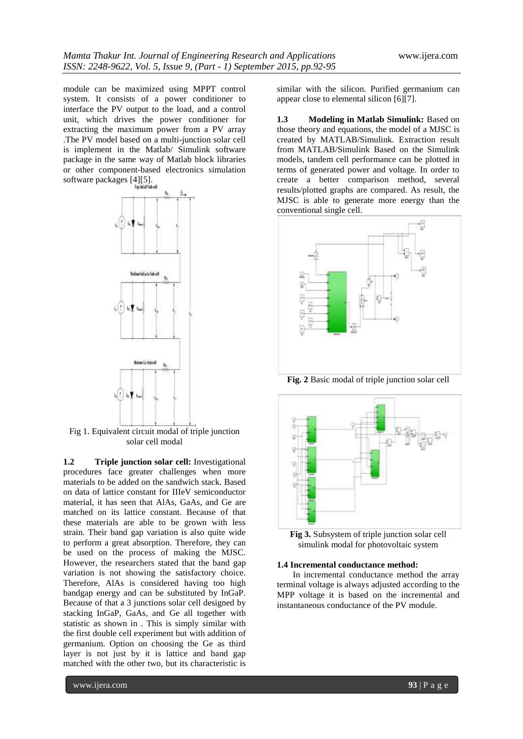module can be maximized using MPPT control system. It consists of a power conditioner to interface the PV output to the load, and a control unit, which drives the power conditioner for extracting the maximum power from a PV array .The PV model based on a multi-junction solar cell is implement in the Matlab/ Simulink software package in the same way of Matlab block libraries or other component-based electronics simulation software packages [4][5].

Fig 1. Equivalent circuit modal of triple junction solar cell modal

**1.2 Triple junction solar cell:** Investigational procedures face greater challenges when more materials to be added on the sandwich stack. Based on data of lattice constant for IIIeV semiconductor material, it has seen that AlAs, GaAs, and Ge are matched on its lattice constant. Because of that these materials are able to be grown with less strain. Their band gap variation is also quite wide to perform a great absorption. Therefore, they can be used on the process of making the MJSC. However, the researchers stated that the band gap variation is not showing the satisfactory choice. Therefore, AlAs is considered having too high bandgap energy and can be substituted by InGaP. Because of that a 3 junctions solar cell designed by stacking InGaP, GaAs, and Ge all together with statistic as shown in . This is simply similar with the first double cell experiment but with addition of germanium. Option on choosing the Ge as third layer is not just by it is lattice and band gap matched with the other two, but its characteristic is similar with the silicon. Purified germanium can appear close to elemental silicon [6][7].

**1.3 Modeling in Matlab Simulink:** Based on those theory and equations, the model of a MJSC is created by MATLAB/Simulink. Extraction result from MATLAB/Simulink Based on the Simulink models, tandem cell performance can be plotted in terms of generated power and voltage. In order to create a better comparison method, several results/plotted graphs are compared. As result, the MJSC is able to generate more energy than the conventional single cell.

**Fig. 2** Basic modal of triple junction solar cell

**Fig 3.** Subsystem of triple junction solar cell simulink modal for photovoltaic system

**1.4 Incremental conductance method:**

In incremental conductance method the array terminal voltage is always adjusted according to the MPP voltage it is based on the incremental and instantaneous conductance of the PV module.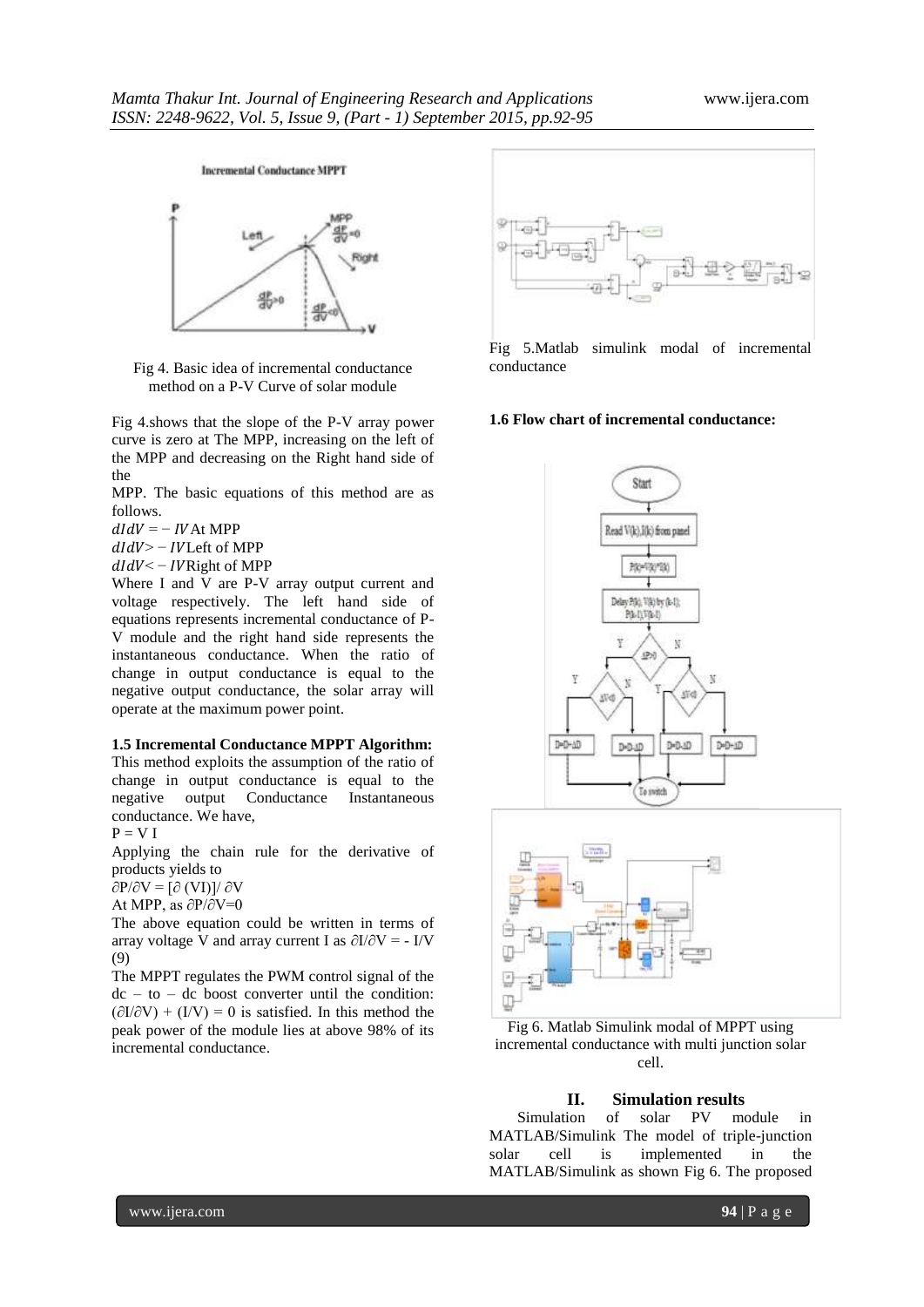Fig 4. Basic idea of incremental conductance method on a P-V Curve of solar module

Fig 4.shows that the slope of the P-V array power curve is zero at The MPP, increasing on the left of the MPP and decreasing on the Right hand side of the

MPP. The basic equations of this method are as follows.

$dIdV = -IV$ At MPP

$dIdV > -IV$ Left of MPP

$dIdV < -IV$ Right of MPP

Where I and V are P-V array output current and voltage respectively. The left hand side of equations represents incremental conductance of P-V module and the right hand side represents the instantaneous conductance. When the ratio of change in output conductance is equal to the negative output conductance, the solar array will operate at the maximum power point.

### 1.5 Incremental Conductance MPPT Algorithm:

This method exploits the assumption of the ratio of change in output conductance is equal to the negative output Conductance Instantaneous conductance. We have,

$P = V I$

Applying the chain rule for the derivative of products yields to

$\partial P/\partial V = [\partial (VI)]/ \partial V$

At MPP, as $\partial P/\partial V=0$

The above equation could be written in terms of array voltage V and array current I as $\partial I/\partial V = - I/V$ (9)

The MPPT regulates the PWM control signal of the dc – to – dc boost converter until the condition: $(\partial I/\partial V) + (I/V) = 0$ is satisfied. In this method the peak power of the module lies at above 98% of its incremental conductance.

Fig 5.Matlab simulink modal of incremental conductance

### 1.6 Flow chart of incremental conductance:

Fig 6. Matlab Simulink modal of MPPT using incremental conductance with multi junction solar cell.

## II. Simulation results

Simulation of solar PV module in MATLAB/Simulink The model of triple-junction solar cell is implemented in the MATLAB/Simulink as shown Fig 6. The proposed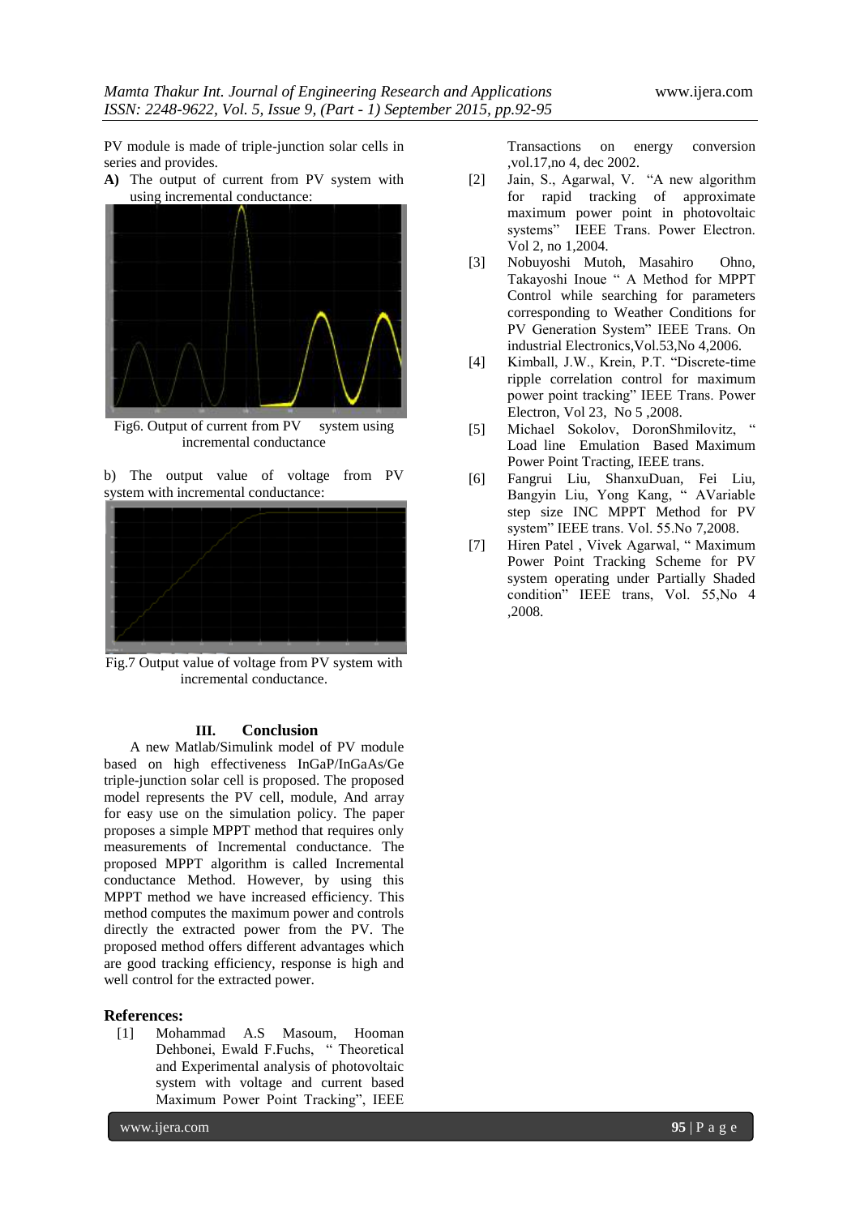PV module is made of triple-junction solar cells in series and provides.

**A)** The output of current from PV system with using incremental conductance:

Fig6. Output of current from PV system using incremental conductance

b) The output value of voltage from PV system with incremental conductance:

Fig.7 Output value of voltage from PV system with incremental conductance.

## III. Conclusion

A new Matlab/Simulink model of PV module based on high effectiveness InGaP/InGaAs/Ge triple-junction solar cell is proposed. The proposed model represents the PV cell, module, And array for easy use on the simulation policy. The paper proposes a simple MPPT method that requires only measurements of Incremental conductance. The proposed MPPT algorithm is called Incremental conductance Method. However, by using this MPPT method we have increased efficiency. This method computes the maximum power and controls directly the extracted power from the PV. The proposed method offers different advantages which are good tracking efficiency, response is high and well control for the extracted power.

## References:

[1] Mohammad A.S Masoum, Hooman Dehbonei, Ewald F.Fuchs, " Theoretical and Experimental analysis of photovoltaic system with voltage and current based Maximum Power Point Tracking", IEEE Transactions on energy conversion ,vol.17,no 4, dec 2002.

[2] Jain, S., Agarwal, V. "A new algorithm for rapid tracking of approximate maximum power point in photovoltaic systems" IEEE Trans. Power Electron. Vol 2, no 1,2004.

[3] Nobuyoshi Mutoh, Masahiro Ohno, Takayoshi Inoue " A Method for MPPT Control while searching for parameters corresponding to Weather Conditions for PV Generation System" IEEE Trans. On industrial Electronics,Vol.53,No 4,2006.

[4] Kimball, J.W., Krein, P.T. "Discrete-time ripple correlation control for maximum power point tracking" IEEE Trans. Power Electron, Vol 23, No 5 ,2008.

[5] Michael Sokolov, DoronShmilovitz, " Load line Emulation Based Maximum Power Point Tracting, IEEE trans.

[6] Fangrui Liu, ShanxuDuan, Fei Liu, Bangyin Liu, Yong Kang, " AVariable step size INC MPPT Method for PV system" IEEE trans. Vol. 55.No 7,2008.

[7] Hiren Patel , Vivek Agarwal, " Maximum Power Point Tracking Scheme for PV system operating under Partially Shaded condition" IEEE trans, Vol. 55,No 4 ,2008.